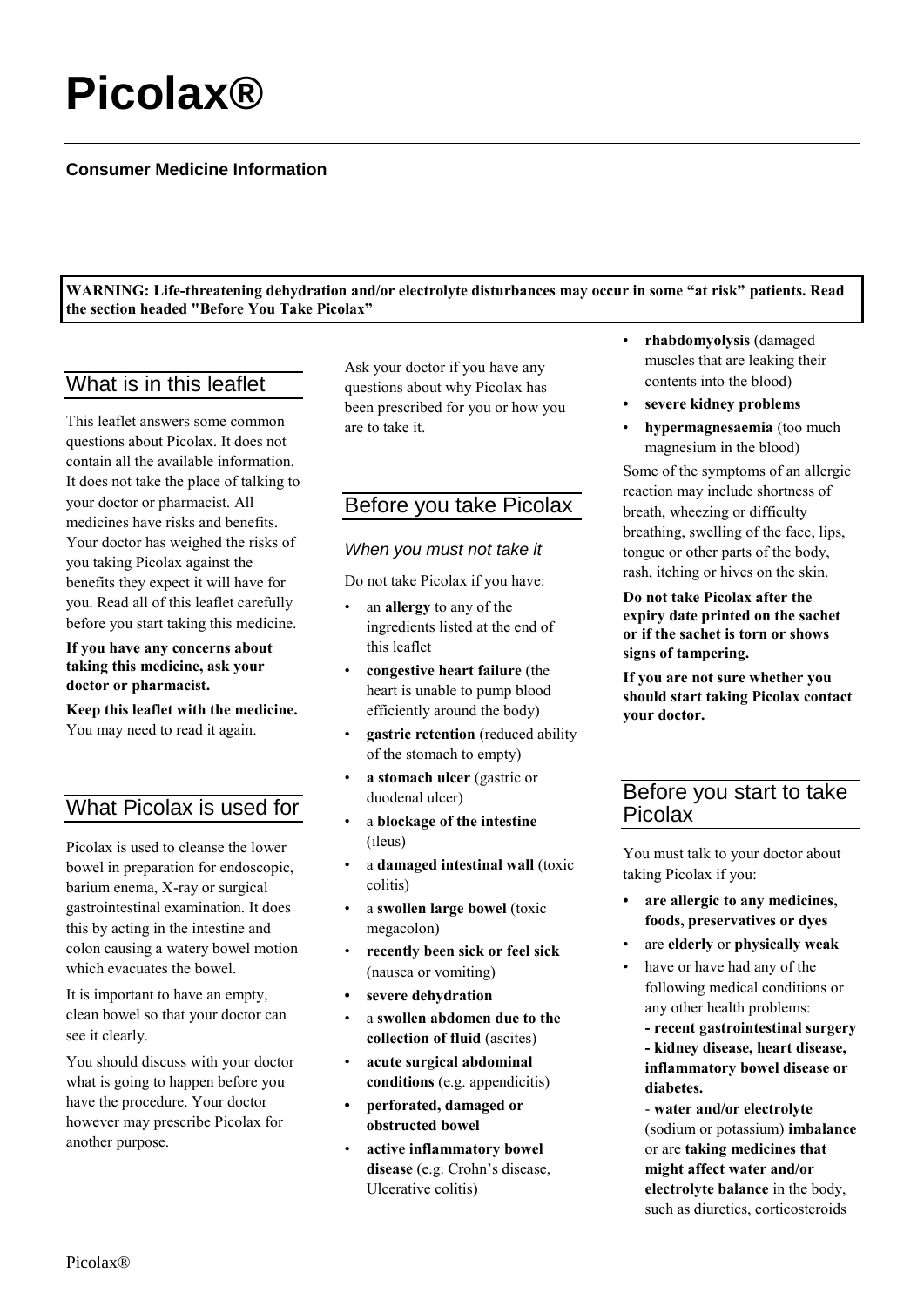# Picolax®

**Consumer Medicine Information**

**WARNING: Life-threatening dehydration and/or electrolyte disturbances may occur in some "at risk" patients. Read the section headed "Before You Take Picolax"**

## What is in this leaflet

This leaflet answers some common questions about Picolax. It does not contain all the available information. It does not take the place of talking to your doctor or pharmacist. All medicines have risks and benefits. Your doctor has weighed the risks of you taking Picolax against the benefits they expect it will have for you. Read all of this leaflet carefully before you start taking this medicine.

**If you have any concerns about taking this medicine, ask your doctor or pharmacist.**

**Keep this leaflet with the medicine.** You may need to read it again.

## What Picolax is used for

Picolax is used to cleanse the lower bowel in preparation for endoscopic, barium enema, X-ray or surgical gastrointestinal examination. It does this by acting in the intestine and colon causing a watery bowel motion which evacuates the bowel.

It is important to have an empty, clean bowel so that your doctor can see it clearly.

You should discuss with your doctor what is going to happen before you have the procedure. Your doctor however may prescribe Picolax for another purpose.

Ask your doctor if you have any questions about why Picolax has been prescribed for you or how you are to take it.

## Before you take Picolax

### *When you must not take it*

Do not take Picolax if you have:

- an **allergy** to any of the ingredients listed at the end of this leaflet
- **congestive heart failure** (the heart is unable to pump blood efficiently around the body)
- **gastric retention** (reduced ability of the stomach to empty)
- **a stomach ulcer** (gastric or duodenal ulcer)
- a **blockage of the intestine** (ileus)
- a **damaged intestinal wall** (toxic colitis)
- a **swollen large bowel** (toxic megacolon)
- **recently been sick or feel sick** (nausea or vomiting)
- **severe dehydration**
- a **swollen abdomen due to the collection of fluid** (ascites)
- **acute surgical abdominal conditions** (e.g. appendicitis)
- **perforated, damaged or obstructed bowel**
- **active inflammatory bowel disease** (e.g. Crohn's disease, Ulcerative colitis)
- **rhabdomyolysis** (damaged muscles that are leaking their contents into the blood)
- **severe kidney problems**
- **hypermagnesaemia** (too much magnesium in the blood)

Some of the symptoms of an allergic reaction may include shortness of breath, wheezing or difficulty breathing, swelling of the face, lips, tongue or other parts of the body, rash, itching or hives on the skin.

**Do not take Picolax after the expiry date printed on the sachet or if the sachet is torn or shows signs of tampering.**

**If you are not sure whether you should start taking Picolax contact your doctor.**

## Before you start to take Picolax

You must talk to your doctor about taking Picolax if you:

- **are allergic to any medicines, foods, preservatives or dyes**
- are **elderly** or **physically weak**
- have or have had any of the following medical conditions or any other health problems:
  **- recent gastrointestinal surgery**
  **- kidney disease, heart disease, inflammatory bowel disease or diabetes.**
  - **water and/or electrolyte** (sodium or potassium) **imbalance** or are **taking medicines that might affect water and/or electrolyte balance** in the body, such as diuretics, corticosteroids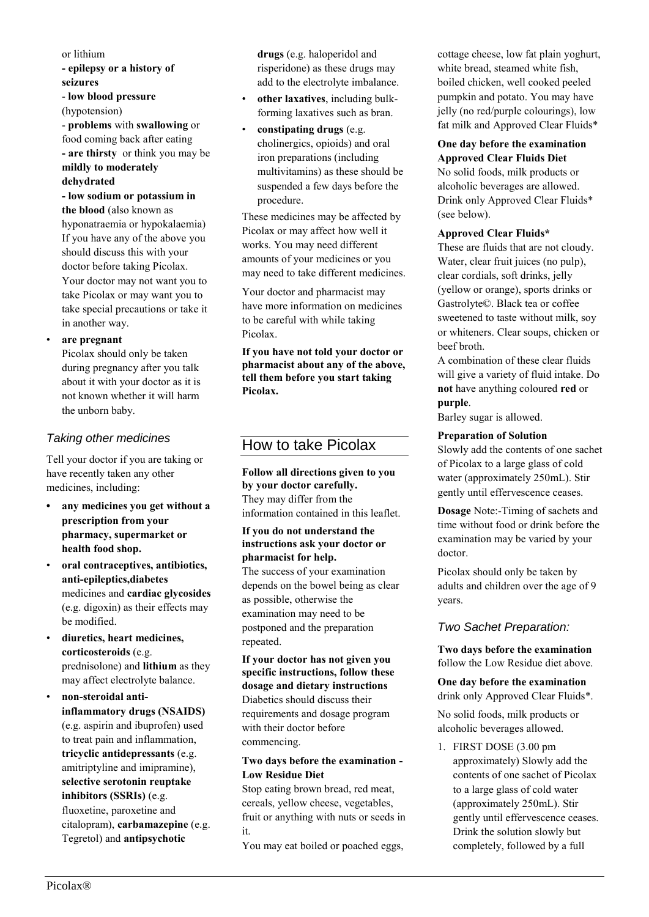or lithium

**- epilepsy or a history of seizures**

- **low blood pressure** (hypotension)

- **problems** with **swallowing** or food coming back after eating

**- are thirsty** or think you may be **mildly to moderately dehydrated**

**- low sodium or potassium in the blood** (also known as hyponatraemia or hypokalaemia)

If you have any of the above you should discuss this with your doctor before taking Picolax. Your doctor may not want you to take Picolax or may want you to take special precautions or take it in another way.

- **are pregnant**
  Picolax should only be taken during pregnancy after you talk about it with your doctor as it is not known whether it will harm the unborn baby.

### *Taking other medicines*

Tell your doctor if you are taking or have recently taken any other medicines, including:

- **any medicines you get without a prescription from your pharmacy, supermarket or health food shop.**
- **oral contraceptives, antibiotics, anti-epileptics,diabetes** medicines and **cardiac glycosides** (e.g. digoxin) as their effects may be modified.
- **diuretics, heart medicines, corticosteroids** (e.g. prednisolone) and **lithium** as they may affect electrolyte balance.
- **non-steroidal anti-inflammatory drugs (NSAIDS)** (e.g. aspirin and ibuprofen) used to treat pain and inflammation, **tricyclic antidepressants** (e.g. amitriptyline and imipramine), **selective serotonin reuptake inhibitors (SSRIs)** (e.g. fluoxetine, paroxetine and citalopram), **carbamazepine** (e.g. Tegretol) and **antipsychotic drugs** (e.g. haloperidol and risperidone) as these drugs may add to the electrolyte imbalance.
- **other laxatives**, including bulk-forming laxatives such as bran.
- **constipating drugs** (e.g. cholinergics, opioids) and oral iron preparations (including multivitamins) as these should be suspended a few days before the procedure.

These medicines may be affected by Picolax or may affect how well it works. You may need different amounts of your medicines or you may need to take different medicines.

Your doctor and pharmacist may have more information on medicines to be careful with while taking Picolax.

**If you have not told your doctor or pharmacist about any of the above, tell them before you start taking Picolax.**

## How to take Picolax

**Follow all directions given to you by your doctor carefully.**
They may differ from the information contained in this leaflet.

**If you do not understand the instructions ask your doctor or pharmacist for help.**
The success of your examination depends on the bowel being as clear as possible, otherwise the examination may need to be postponed and the preparation repeated.

**If your doctor has not given you specific instructions, follow these dosage and dietary instructions**
Diabetics should discuss their requirements and dosage program with their doctor before commencing.

**Two days before the examination - Low Residue Diet**
Stop eating brown bread, red meat, cereals, yellow cheese, vegetables, fruit or anything with nuts or seeds in it.
You may eat boiled or poached eggs, cottage cheese, low fat plain yoghurt, white bread, steamed white fish, boiled chicken, well cooked peeled pumpkin and potato. You may have jelly (no red/purple colourings), low fat milk and Approved Clear Fluids*

**One day before the examination Approved Clear Fluids Diet**
No solid foods, milk products or alcoholic beverages are allowed. Drink only Approved Clear Fluids* (see below).

**Approved Clear Fluids***
These are fluids that are not cloudy. Water, clear fruit juices (no pulp), clear cordials, soft drinks, jelly (yellow or orange), sports drinks or Gastrolyte©. Black tea or coffee sweetened to taste without milk, soy or whiteners. Clear soups, chicken or beef broth.
A combination of these clear fluids will give a variety of fluid intake. Do **not** have anything coloured **red** or **purple**.
Barley sugar is allowed.

**Preparation of Solution**
Slowly add the contents of one sachet of Picolax to a large glass of cold water (approximately 250mL). Stir gently until effervescence ceases.

**Dosage** Note:-Timing of sachets and time without food or drink before the examination may be varied by your doctor.

Picolax should only be taken by adults and children over the age of 9 years.

### *Two Sachet Preparation:*

**Two days before the examination** follow the Low Residue diet above.

**One day before the examination** drink only Approved Clear Fluids*.

No solid foods, milk products or alcoholic beverages allowed.

1. FIRST DOSE (3.00 pm approximately) Slowly add the contents of one sachet of Picolax to a large glass of cold water (approximately 250mL). Stir gently until effervescence ceases. Drink the solution slowly but completely, followed by a full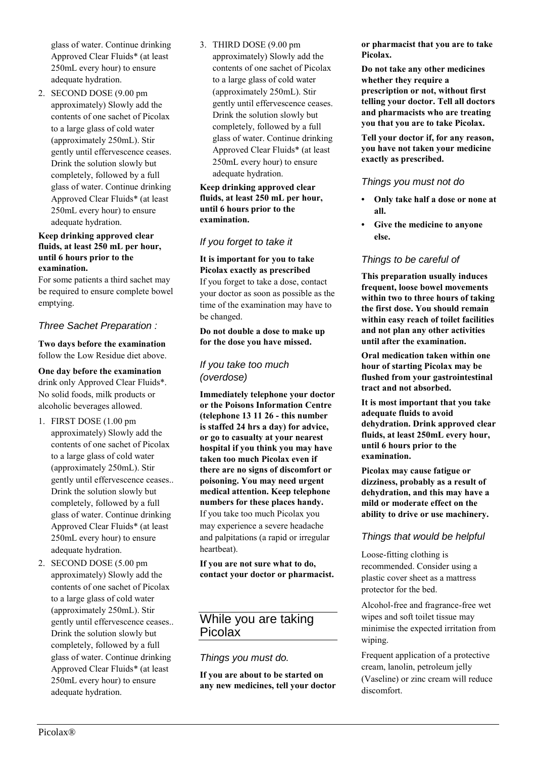glass of water. Continue drinking Approved Clear Fluids* (at least 250mL every hour) to ensure adequate hydration.

2. SECOND DOSE (9.00 pm approximately) Slowly add the contents of one sachet of Picolax to a large glass of cold water (approximately 250mL). Stir gently until effervescence ceases. Drink the solution slowly but completely, followed by a full glass of water. Continue drinking Approved Clear Fluids* (at least 250mL every hour) to ensure adequate hydration.

**Keep drinking approved clear fluids, at least 250 mL per hour, until 6 hours prior to the examination.**

For some patients a third sachet may be required to ensure complete bowel emptying.

### *Three Sachet Preparation :*

**Two days before the examination** follow the Low Residue diet above.

**One day before the examination** drink only Approved Clear Fluids*. No solid foods, milk products or alcoholic beverages allowed.

1. FIRST DOSE (1.00 pm approximately) Slowly add the contents of one sachet of Picolax to a large glass of cold water (approximately 250mL). Stir gently until effervescence ceases.. Drink the solution slowly but completely, followed by a full glass of water. Continue drinking Approved Clear Fluids* (at least 250mL every hour) to ensure adequate hydration.
2. SECOND DOSE (5.00 pm approximately) Slowly add the contents of one sachet of Picolax to a large glass of cold water (approximately 250mL). Stir gently until effervescence ceases.. Drink the solution slowly but completely, followed by a full glass of water. Continue drinking Approved Clear Fluids* (at least 250mL every hour) to ensure adequate hydration.
3. THIRD DOSE (9.00 pm approximately) Slowly add the contents of one sachet of Picolax to a large glass of cold water (approximately 250mL). Stir gently until effervescence ceases. Drink the solution slowly but completely, followed by a full glass of water. Continue drinking Approved Clear Fluids* (at least 250mL every hour) to ensure adequate hydration.

**Keep drinking approved clear fluids, at least 250 mL per hour, until 6 hours prior to the examination.**

### *If you forget to take it*

**It is important for you to take Picolax exactly as prescribed**

If you forget to take a dose, contact your doctor as soon as possible as the time of the examination may have to be changed.

**Do not double a dose to make up for the dose you have missed.**

### *If you take too much (overdose)*

**Immediately telephone your doctor or the Poisons Information Centre (telephone 13 11 26 - this number is staffed 24 hrs a day) for advice, or go to casualty at your nearest hospital if you think you may have taken too much Picolax even if there are no signs of discomfort or poisoning. You may need urgent medical attention. Keep telephone numbers for these places handy.**

If you take too much Picolax you may experience a severe headache and palpitations (a rapid or irregular heartbeat).

**If you are not sure what to do, contact your doctor or pharmacist.**

## While you are taking Picolax

### *Things you must do.*

**If you are about to be started on any new medicines, tell your doctor or pharmacist that you are to take Picolax.**

**Do not take any other medicines whether they require a prescription or not, without first telling your doctor. Tell all doctors and pharmacists who are treating you that you are to take Picolax.**

**Tell your doctor if, for any reason, you have not taken your medicine exactly as prescribed.**

### *Things you must not do*

- **Only take half a dose or none at all.**
- **Give the medicine to anyone else.**

### *Things to be careful of*

**This preparation usually induces frequent, loose bowel movements within two to three hours of taking the first dose. You should remain within easy reach of toilet facilities and not plan any other activities until after the examination.**

**Oral medication taken within one hour of starting Picolax may be flushed from your gastrointestinal tract and not absorbed.**

**It is most important that you take adequate fluids to avoid dehydration. Drink approved clear fluids, at least 250mL every hour, until 6 hours prior to the examination.**

**Picolax may cause fatigue or dizziness, probably as a result of dehydration, and this may have a mild or moderate effect on the ability to drive or use machinery.**

### *Things that would be helpful*

Loose-fitting clothing is recommended. Consider using a plastic cover sheet as a mattress protector for the bed.

Alcohol-free and fragrance-free wet wipes and soft toilet tissue may minimise the expected irritation from wiping.

Frequent application of a protective cream, lanolin, petroleum jelly (Vaseline) or zinc cream will reduce discomfort.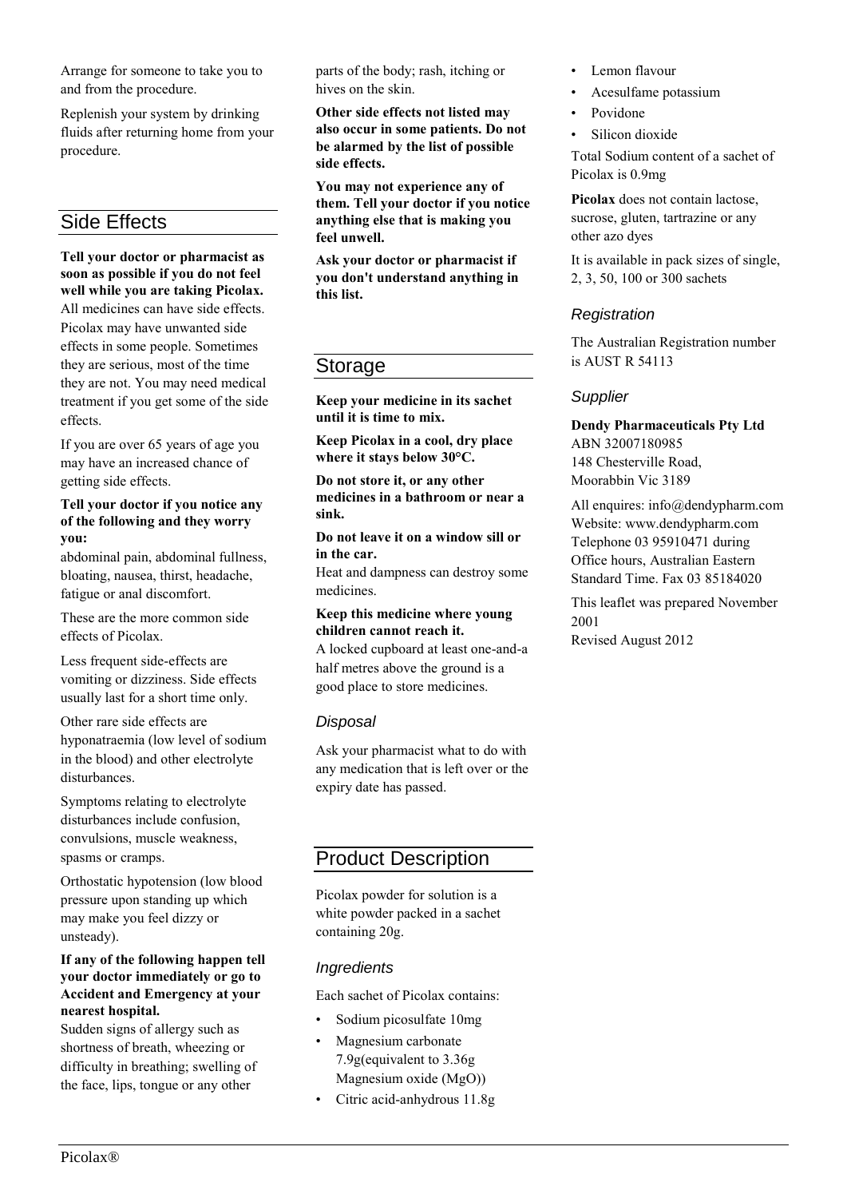Arrange for someone to take you to and from the procedure.

Replenish your system by drinking fluids after returning home from your procedure.

## Side Effects

**Tell your doctor or pharmacist as soon as possible if you do not feel well while you are taking Picolax.** All medicines can have side effects. Picolax may have unwanted side effects in some people. Sometimes they are serious, most of the time they are not. You may need medical treatment if you get some of the side effects.

If you are over 65 years of age you may have an increased chance of getting side effects.

**Tell your doctor if you notice any of the following and they worry you:**
abdominal pain, abdominal fullness, bloating, nausea, thirst, headache, fatigue or anal discomfort.

These are the more common side effects of Picolax.

Less frequent side-effects are vomiting or dizziness. Side effects usually last for a short time only.

Other rare side effects are hyponatraemia (low level of sodium in the blood) and other electrolyte disturbances.

Symptoms relating to electrolyte disturbances include confusion, convulsions, muscle weakness, spasms or cramps.

Orthostatic hypotension (low blood pressure upon standing up which may make you feel dizzy or unsteady).

**If any of the following happen tell your doctor immediately or go to Accident and Emergency at your nearest hospital.**
Sudden signs of allergy such as shortness of breath, wheezing or difficulty in breathing; swelling of the face, lips, tongue or any other parts of the body; rash, itching or hives on the skin.

**Other side effects not listed may also occur in some patients. Do not be alarmed by the list of possible side effects.**

**You may not experience any of them. Tell your doctor if you notice anything else that is making you feel unwell.**

**Ask your doctor or pharmacist if you don't understand anything in this list.**

## Storage

**Keep your medicine in its sachet until it is time to mix.**

**Keep Picolax in a cool, dry place where it stays below 30°C.**

**Do not store it, or any other medicines in a bathroom or near a sink.**

**Do not leave it on a window sill or in the car.**
Heat and dampness can destroy some medicines.

**Keep this medicine where young children cannot reach it.**
A locked cupboard at least one-and-a half metres above the ground is a good place to store medicines.

### *Disposal*

Ask your pharmacist what to do with any medication that is left over or the expiry date has passed.

## Product Description

Picolax powder for solution is a white powder packed in a sachet containing 20g.

### *Ingredients*

Each sachet of Picolax contains:

- Sodium picosulfate 10mg
- Magnesium carbonate 7.9g(equivalent to 3.36g Magnesium oxide (MgO))
- Citric acid-anhydrous 11.8g
- Lemon flavour
- Acesulfame potassium
- Povidone
- Silicon dioxide

Total Sodium content of a sachet of Picolax is 0.9mg

**Picolax** does not contain lactose, sucrose, gluten, tartrazine or any other azo dyes

It is available in pack sizes of single, 2, 3, 50, 100 or 300 sachets

### *Registration*

The Australian Registration number is AUST R 54113

### *Supplier*

**Dendy Pharmaceuticals Pty Ltd**
ABN 32007180985
148 Chesterville Road,
Moorabbin Vic 3189

All enquires: info@dendypharm.com
Website: www.dendypharm.com
Telephone 03 95910471 during Office hours, Australian Eastern Standard Time. Fax 03 85184020

This leaflet was prepared November 2001
Revised August 2012